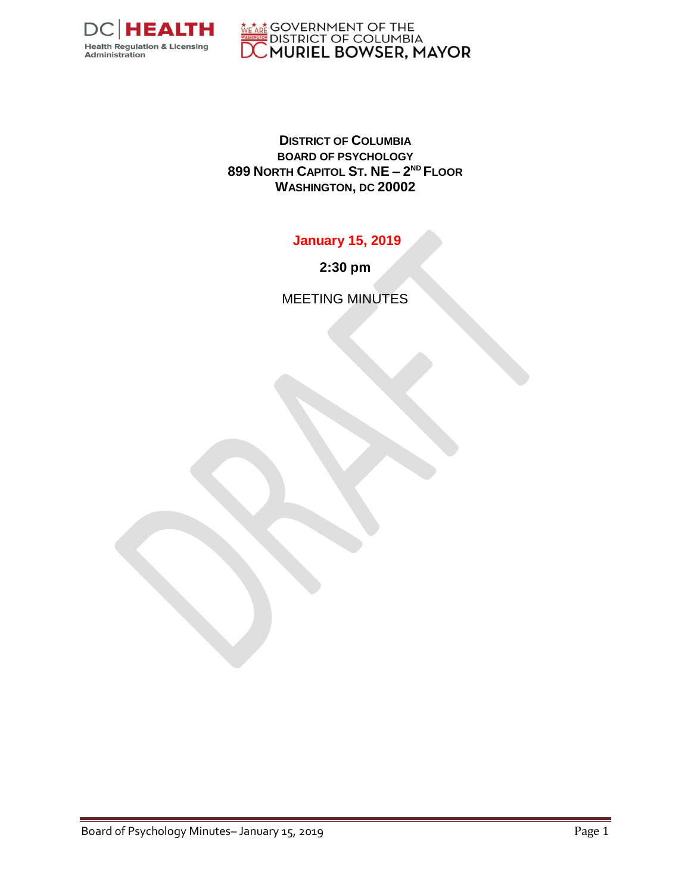DC | HEALTH
Health Regulation & Licensing Administration

GOVERNMENT OF THE DISTRICT OF COLUMBIA
MURIEL BOWSER, MAYOR

**DISTRICT OF COLUMBIA**
**BOARD OF PSYCHOLOGY**
**899 NORTH CAPITOL ST. NE – 2ND FLOOR**
**WASHINGTON, DC 20002**

**January 15, 2019**

**2:30 pm**

MEETING MINUTES

DRAFT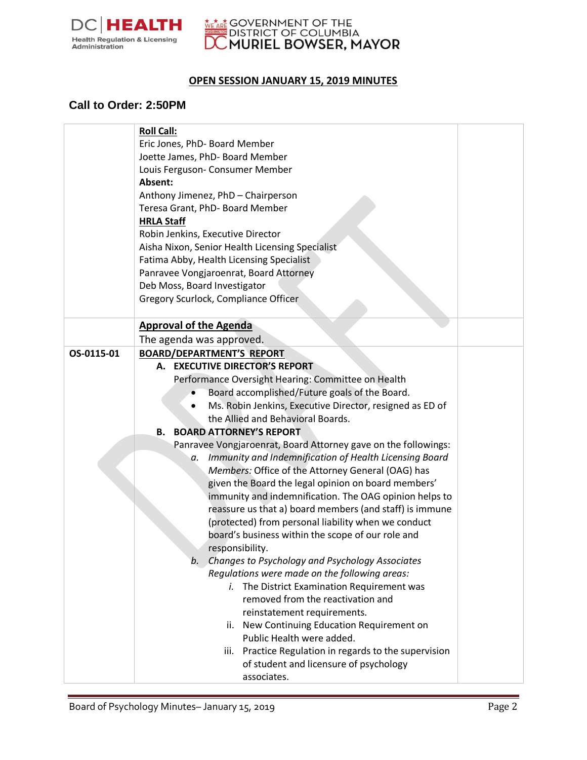**OPEN SESSION JANUARY 15, 2019 MINUTES**

## Call to Order: 2:50PM

| | | |
|---|---|---|
| | **Roll Call:**<br>Eric Jones, PhD- Board Member<br>Joette James, PhD- Board Member<br>Louis Ferguson- Consumer Member<br>**Absent:**<br>Anthony Jimenez, PhD – Chairperson<br>Teresa Grant, PhD- Board Member<br>**HRLA Staff**<br>Robin Jenkins, Executive Director<br>Aisha Nixon, Senior Health Licensing Specialist<br>Fatima Abby, Health Licensing Specialist<br>Panravee Vongjaroenrat, Board Attorney<br>Deb Moss, Board Investigator<br>Gregory Scurlock, Compliance Officer | |
| | **Approval of the Agenda**<br>The agenda was approved. | |
| **OS-0115-01** | **BOARD/DEPARTMENT'S REPORT**<br>**A. EXECUTIVE DIRECTOR'S REPORT**<br>Performance Oversight Hearing: Committee on Health<br>• Board accomplished/Future goals of the Board.<br>• Ms. Robin Jenkins, Executive Director, resigned as ED of the Allied and Behavioral Boards.<br>**B. BOARD ATTORNEY'S REPORT**<br>Panravee Vongjaroenrat, Board Attorney gave on the followings:<br>*a. Immunity and Indemnification of Health Licensing Board Members:* Office of the Attorney General (OAG) has given the Board the legal opinion on board members' immunity and indemnification. The OAG opinion helps to reassure us that a) board members (and staff) is immune (protected) from personal liability when we conduct board's business within the scope of our role and responsibility.<br>*b. Changes to Psychology and Psychology Associates Regulations were made on the following areas:*<br>i. The District Examination Requirement was removed from the reactivation and reinstatement requirements.<br>ii. New Continuing Education Requirement on Public Health were added.<br>iii. Practice Regulation in regards to the supervision of student and licensure of psychology associates. | |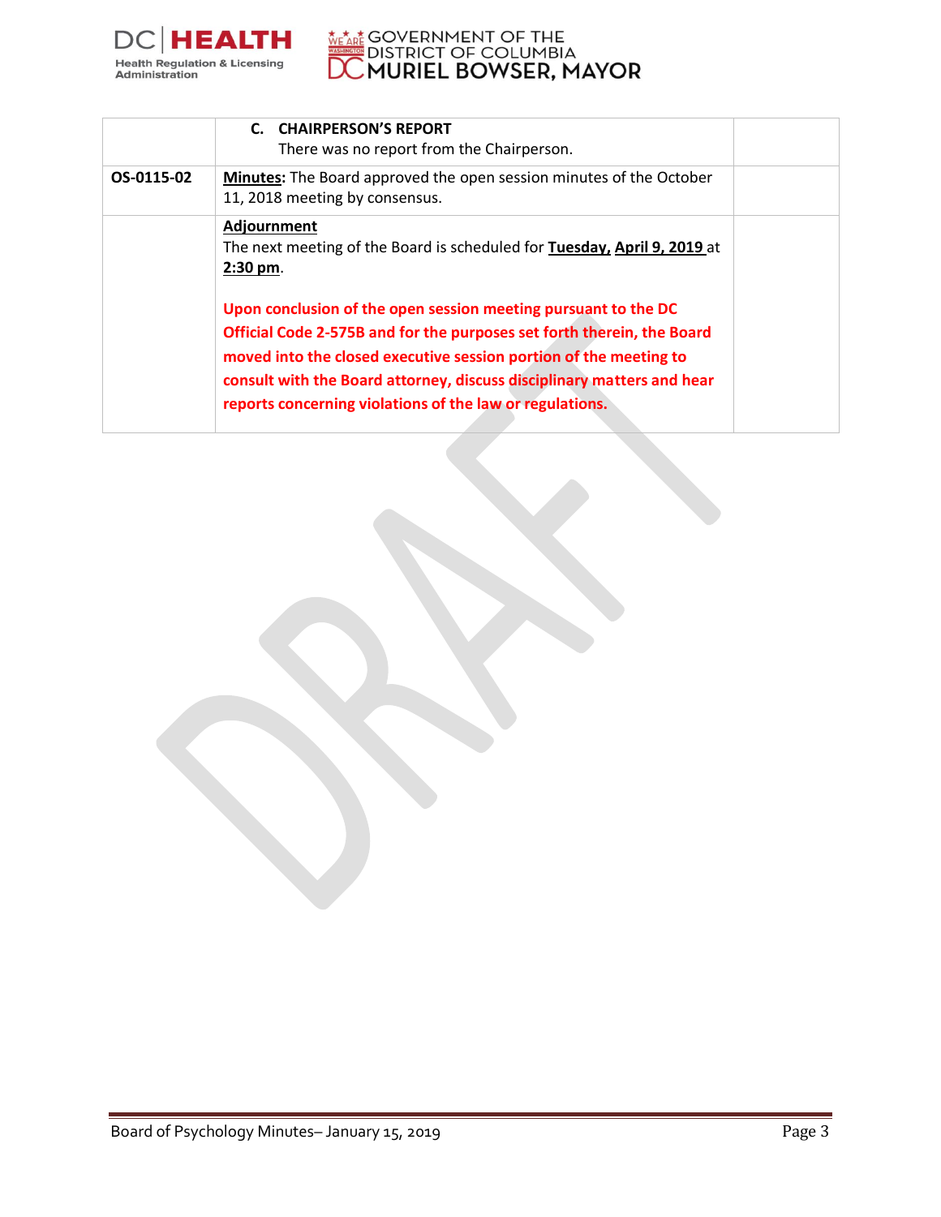| | | |
|---|---|---|
| | **C. CHAIRPERSON'S REPORT**<br>There was no report from the Chairperson. | |
| **OS-0115-02** | **Minutes:** The Board approved the open session minutes of the October 11, 2018 meeting by consensus. | |
| | **Adjournment**<br>The next meeting of the Board is scheduled for **Tuesday, April 9, 2019** at **2:30 pm**.<br><br>**Upon conclusion of the open session meeting pursuant to the DC Official Code 2-575B and for the purposes set forth therein, the Board moved into the closed executive session portion of the meeting to consult with the Board attorney, discuss disciplinary matters and hear reports concerning violations of the law or regulations.** | |